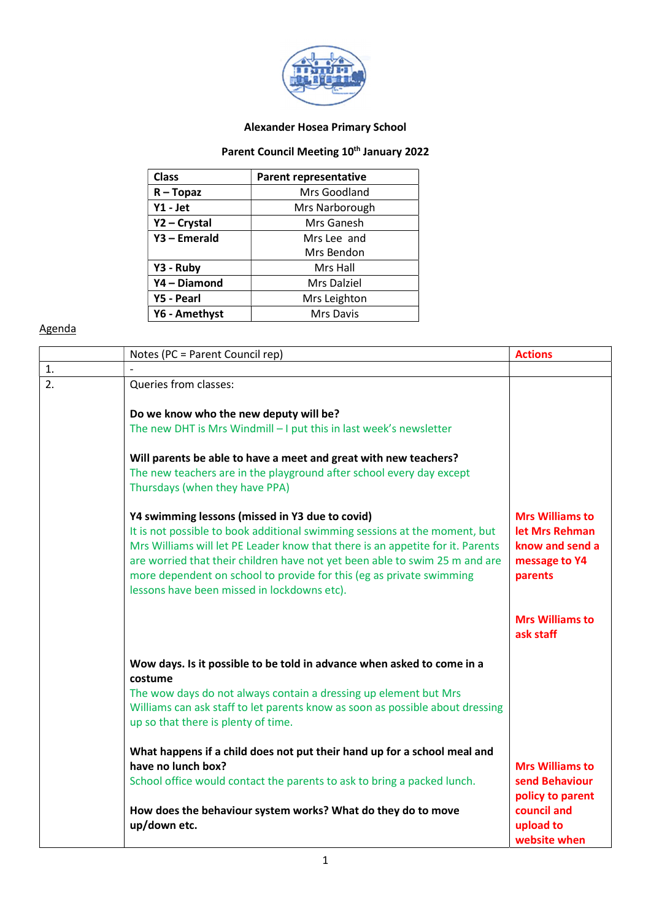**Alexander Hosea Primary School**

**Parent Council Meeting 10th January 2022**

| Class | Parent representative |
|---|---|
| **R – Topaz** | Mrs Goodland |
| **Y1 - Jet** | Mrs Narborough |
| **Y2 – Crystal** | Mrs Ganesh |
| **Y3 – Emerald** | Mrs Lee and Mrs Bendon |
| **Y3 - Ruby** | Mrs Hall |
| **Y4 – Diamond** | Mrs Dalziel |
| **Y5 - Pearl** | Mrs Leighton |
| **Y6 - Amethyst** | Mrs Davis |

Agenda

| | Notes (PC = Parent Council rep) | **Actions** |
|---|---|---|
| 1. | - | |
| 2. | Queries from classes:<br><br>**Do we know who the new deputy will be?**<br>The new DHT is Mrs Windmill – I put this in last week's newsletter<br><br>**Will parents be able to have a meet and great with new teachers?**<br>The new teachers are in the playground after school every day except Thursdays (when they have PPA)<br><br>**Y4 swimming lessons (missed in Y3 due to covid)**<br>It is not possible to book additional swimming sessions at the moment, but Mrs Williams will let PE Leader know that there is an appetite for it. Parents are worried that their children have not yet been able to swim 25 m and are more dependent on school to provide for this (eg as private swimming lessons have been missed in lockdowns etc).<br><br>**Wow days. Is it possible to be told in advance when asked to come in a costume**<br>The wow days do not always contain a dressing up element but Mrs Williams can ask staff to let parents know as soon as possible about dressing up so that there is plenty of time.<br><br>**What happens if a child does not put their hand up for a school meal and have no lunch box?**<br>School office would contact the parents to ask to bring a packed lunch.<br><br>**How does the behaviour system works? What do they do to move up/down etc.** | **Mrs Williams to let Mrs Rehman know and send a message to Y4 parents**<br><br>**Mrs Williams to ask staff**<br><br>**Mrs Williams to send Behaviour policy to parent council and upload to website when** |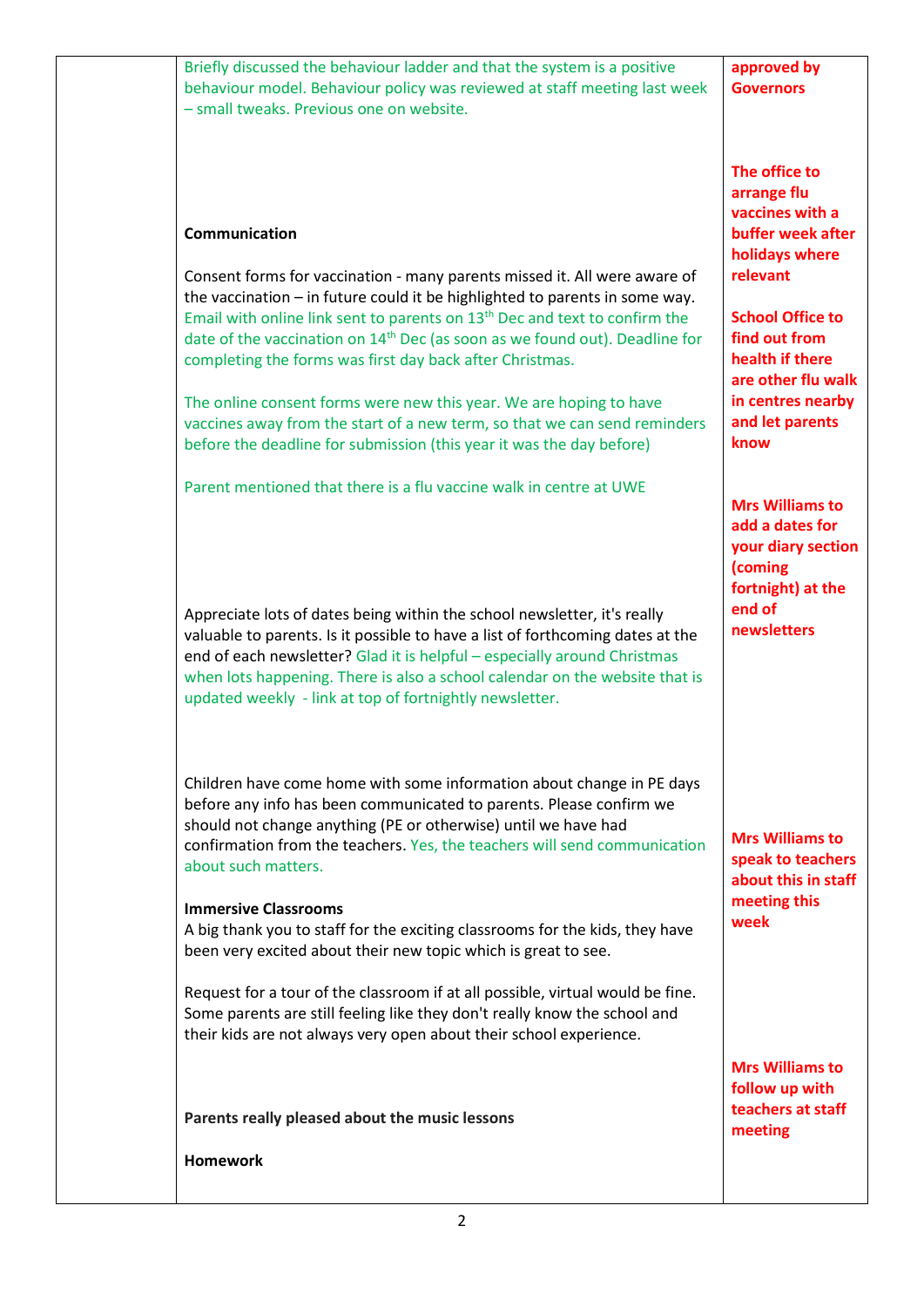| | | |
|---|---|---|
| | Briefly discussed the behaviour ladder and that the system is a positive behaviour model. Behaviour policy was reviewed at staff meeting last week – small tweaks. Previous one on website. | **approved by Governors** |
| | **Communication**<br><br>Consent forms for vaccination - many parents missed it. All were aware of the vaccination – in future could it be highlighted to parents in some way. Email with online link sent to parents on 13th Dec and text to confirm the date of the vaccination on 14th Dec (as soon as we found out). Deadline for completing the forms was first day back after Christmas.<br><br>The online consent forms were new this year. We are hoping to have vaccines away from the start of a new term, so that we can send reminders before the deadline for submission (this year it was the day before)<br><br>Parent mentioned that there is a flu vaccine walk in centre at UWE | **The office to arrange flu vaccines with a buffer week after holidays where relevant**<br><br>**School Office to find out from health if there are other flu walk in centres nearby and let parents know** |
| | Appreciate lots of dates being within the school newsletter, it's really valuable to parents. Is it possible to have a list of forthcoming dates at the end of each newsletter? Glad it is helpful – especially around Christmas when lots happening. There is also a school calendar on the website that is updated weekly - link at top of fortnightly newsletter. | **Mrs Williams to add a dates for your diary section (coming fortnight) at the end of newsletters** |
| | Children have come home with some information about change in PE days before any info has been communicated to parents. Please confirm we should not change anything (PE or otherwise) until we have had confirmation from the teachers. Yes, the teachers will send communication about such matters.<br><br>**Immersive Classrooms**<br>A big thank you to staff for the exciting classrooms for the kids, they have been very excited about their new topic which is great to see.<br><br>Request for a tour of the classroom if at all possible, virtual would be fine. Some parents are still feeling like they don't really know the school and their kids are not always very open about their school experience. | **Mrs Williams to speak to teachers about this in staff meeting this week** |
| | **Parents really pleased about the music lessons**<br><br>**Homework** | **Mrs Williams to follow up with teachers at staff meeting** |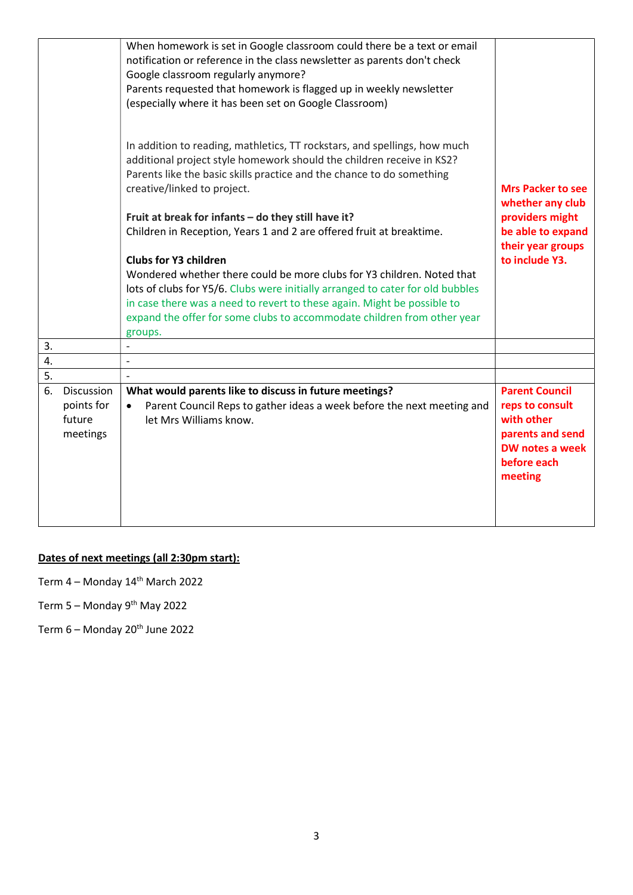| | | |
|---|---|---|
| | When homework is set in Google classroom could there be a text or email notification or reference in the class newsletter as parents don't check Google classroom regularly anymore?<br>Parents requested that homework is flagged up in weekly newsletter (especially where it has been set on Google Classroom)<br><br>In addition to reading, mathletics, TT rockstars, and spellings, how much additional project style homework should the children receive in KS2?<br>Parents like the basic skills practice and the chance to do something creative/linked to project.<br><br>**Fruit at break for infants – do they still have it?**<br>Children in Reception, Years 1 and 2 are offered fruit at breaktime.<br><br>**Clubs for Y3 children**<br>Wondered whether there could be more clubs for Y3 children. Noted that lots of clubs for Y5/6. Clubs were initially arranged to cater for old bubbles in case there was a need to revert to these again. Might be possible to expand the offer for some clubs to accommodate children from other year groups. | **Mrs Packer to see whether any club providers might be able to expand their year groups to include Y3.** |
| 3. | - | |
| 4. | - | |
| 5. | - | |
| 6. Discussion points for future meetings | **What would parents like to discuss in future meetings?**<br>• Parent Council Reps to gather ideas a week before the next meeting and let Mrs Williams know. | **Parent Council reps to consult with other parents and send DW notes a week before each meeting** |

**Dates of next meetings (all 2:30pm start):**

Term 4 – Monday 14th March 2022

Term 5 – Monday 9th May 2022

Term 6 – Monday 20th June 2022